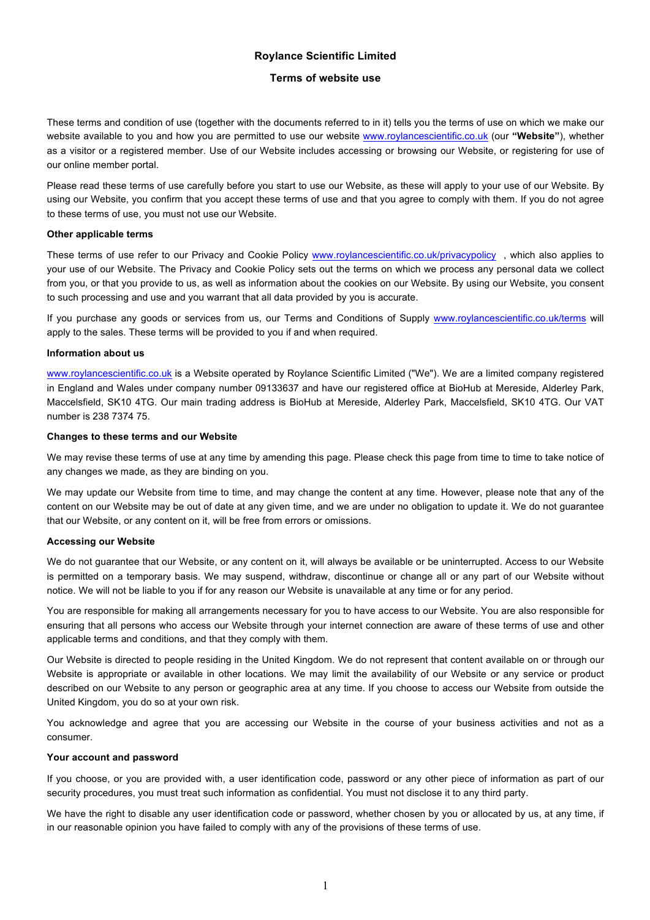# Roylance Scientific Limited

## Terms of website use

These terms and condition of use (together with the documents referred to in it) tells you the terms of use on which we make our website available to you and how you are permitted to use our website www.roylancescientific.co.uk (our **"Website"**), whether as a visitor or a registered member. Use of our Website includes accessing or browsing our Website, or registering for use of our online member portal.

Please read these terms of use carefully before you start to use our Website, as these will apply to your use of our Website. By using our Website, you confirm that you accept these terms of use and that you agree to comply with them. If you do not agree to these terms of use, you must not use our Website.

**Other applicable terms**

These terms of use refer to our Privacy and Cookie Policy www.roylancescientific.co.uk/privacypolicy , which also applies to your use of our Website. The Privacy and Cookie Policy sets out the terms on which we process any personal data we collect from you, or that you provide to us, as well as information about the cookies on our Website. By using our Website, you consent to such processing and use and you warrant that all data provided by you is accurate.

If you purchase any goods or services from us, our Terms and Conditions of Supply www.roylancescientific.co.uk/terms will apply to the sales. These terms will be provided to you if and when required.

**Information about us**

www.roylancescientific.co.uk is a Website operated by Roylance Scientific Limited ("We"). We are a limited company registered in England and Wales under company number 09133637 and have our registered office at BioHub at Mereside, Alderley Park, Macclesfield, SK10 4TG. Our main trading address is BioHub at Mereside, Alderley Park, Macclesfield, SK10 4TG. Our VAT number is 238 7374 75.

**Changes to these terms and our Website**

We may revise these terms of use at any time by amending this page. Please check this page from time to time to take notice of any changes we made, as they are binding on you.

We may update our Website from time to time, and may change the content at any time. However, please note that any of the content on our Website may be out of date at any given time, and we are under no obligation to update it. We do not guarantee that our Website, or any content on it, will be free from errors or omissions.

**Accessing our Website**

We do not guarantee that our Website, or any content on it, will always be available or be uninterrupted. Access to our Website is permitted on a temporary basis. We may suspend, withdraw, discontinue or change all or any part of our Website without notice. We will not be liable to you if for any reason our Website is unavailable at any time or for any period.

You are responsible for making all arrangements necessary for you to have access to our Website. You are also responsible for ensuring that all persons who access our Website through your internet connection are aware of these terms of use and other applicable terms and conditions, and that they comply with them.

Our Website is directed to people residing in the United Kingdom. We do not represent that content available on or through our Website is appropriate or available in other locations. We may limit the availability of our Website or any service or product described on our Website to any person or geographic area at any time. If you choose to access our Website from outside the United Kingdom, you do so at your own risk.

You acknowledge and agree that you are accessing our Website in the course of your business activities and not as a consumer.

**Your account and password**

If you choose, or you are provided with, a user identification code, password or any other piece of information as part of our security procedures, you must treat such information as confidential. You must not disclose it to any third party.

We have the right to disable any user identification code or password, whether chosen by you or allocated by us, at any time, if in our reasonable opinion you have failed to comply with any of the provisions of these terms of use.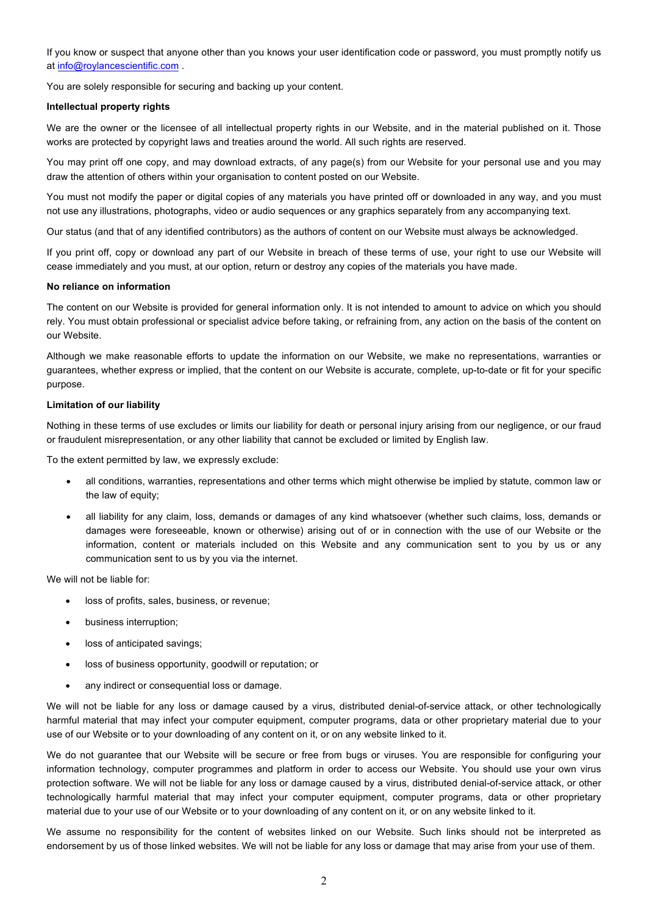If you know or suspect that anyone other than you knows your user identification code or password, you must promptly notify us at info@roylancescientific.com .

You are solely responsible for securing and backing up your content.

**Intellectual property rights**

We are the owner or the licensee of all intellectual property rights in our Website, and in the material published on it. Those works are protected by copyright laws and treaties around the world. All such rights are reserved.

You may print off one copy, and may download extracts, of any page(s) from our Website for your personal use and you may draw the attention of others within your organisation to content posted on our Website.

You must not modify the paper or digital copies of any materials you have printed off or downloaded in any way, and you must not use any illustrations, photographs, video or audio sequences or any graphics separately from any accompanying text.

Our status (and that of any identified contributors) as the authors of content on our Website must always be acknowledged.

If you print off, copy or download any part of our Website in breach of these terms of use, your right to use our Website will cease immediately and you must, at our option, return or destroy any copies of the materials you have made.

**No reliance on information**

The content on our Website is provided for general information only. It is not intended to amount to advice on which you should rely. You must obtain professional or specialist advice before taking, or refraining from, any action on the basis of the content on our Website.

Although we make reasonable efforts to update the information on our Website, we make no representations, warranties or guarantees, whether express or implied, that the content on our Website is accurate, complete, up-to-date or fit for your specific purpose.

**Limitation of our liability**

Nothing in these terms of use excludes or limits our liability for death or personal injury arising from our negligence, or our fraud or fraudulent misrepresentation, or any other liability that cannot be excluded or limited by English law.

To the extent permitted by law, we expressly exclude:

- all conditions, warranties, representations and other terms which might otherwise be implied by statute, common law or the law of equity;
- all liability for any claim, loss, demands or damages of any kind whatsoever (whether such claims, loss, demands or damages were foreseeable, known or otherwise) arising out of or in connection with the use of our Website or the information, content or materials included on this Website and any communication sent to you by us or any communication sent to us by you via the internet.

We will not be liable for:

- loss of profits, sales, business, or revenue;
- business interruption;
- loss of anticipated savings;
- loss of business opportunity, goodwill or reputation; or
- any indirect or consequential loss or damage.

We will not be liable for any loss or damage caused by a virus, distributed denial-of-service attack, or other technologically harmful material that may infect your computer equipment, computer programs, data or other proprietary material due to your use of our Website or to your downloading of any content on it, or on any website linked to it.

We do not guarantee that our Website will be secure or free from bugs or viruses. You are responsible for configuring your information technology, computer programmes and platform in order to access our Website. You should use your own virus protection software. We will not be liable for any loss or damage caused by a virus, distributed denial-of-service attack, or other technologically harmful material that may infect your computer equipment, computer programs, data or other proprietary material due to your use of our Website or to your downloading of any content on it, or on any website linked to it.

We assume no responsibility for the content of websites linked on our Website. Such links should not be interpreted as endorsement by us of those linked websites. We will not be liable for any loss or damage that may arise from your use of them.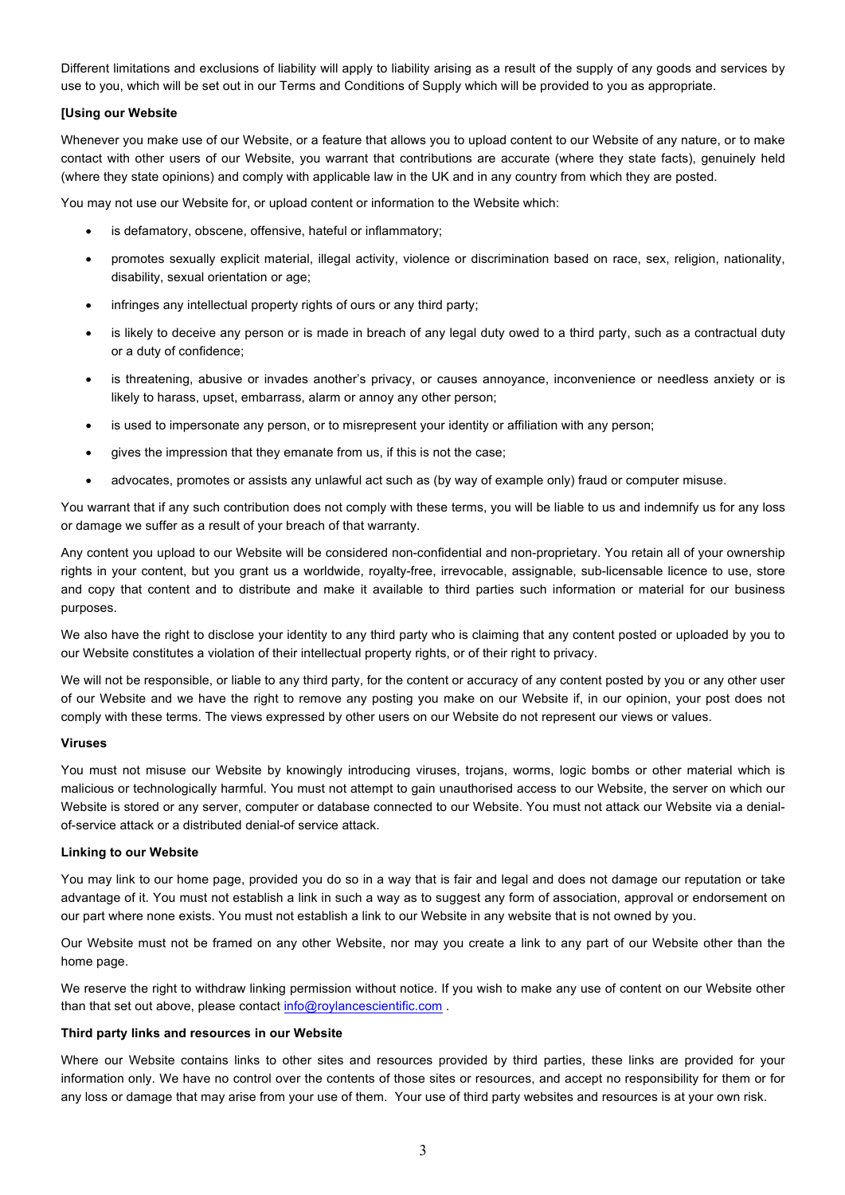Different limitations and exclusions of liability will apply to liability arising as a result of the supply of any goods and services by use to you, which will be set out in our Terms and Conditions of Supply which will be provided to you as appropriate.

**[Using our Website**

Whenever you make use of our Website, or a feature that allows you to upload content to our Website of any nature, or to make contact with other users of our Website, you warrant that contributions are accurate (where they state facts), genuinely held (where they state opinions) and comply with applicable law in the UK and in any country from which they are posted.

You may not use our Website for, or upload content or information to the Website which:

- is defamatory, obscene, offensive, hateful or inflammatory;
- promotes sexually explicit material, illegal activity, violence or discrimination based on race, sex, religion, nationality, disability, sexual orientation or age;
- infringes any intellectual property rights of ours or any third party;
- is likely to deceive any person or is made in breach of any legal duty owed to a third party, such as a contractual duty or a duty of confidence;
- is threatening, abusive or invades another's privacy, or causes annoyance, inconvenience or needless anxiety or is likely to harass, upset, embarrass, alarm or annoy any other person;
- is used to impersonate any person, or to misrepresent your identity or affiliation with any person;
- gives the impression that they emanate from us, if this is not the case;
- advocates, promotes or assists any unlawful act such as (by way of example only) fraud or computer misuse.

You warrant that if any such contribution does not comply with these terms, you will be liable to us and indemnify us for any loss or damage we suffer as a result of your breach of that warranty.

Any content you upload to our Website will be considered non-confidential and non-proprietary. You retain all of your ownership rights in your content, but you grant us a worldwide, royalty-free, irrevocable, assignable, sub-licensable licence to use, store and copy that content and to distribute and make it available to third parties such information or material for our business purposes.

We also have the right to disclose your identity to any third party who is claiming that any content posted or uploaded by you to our Website constitutes a violation of their intellectual property rights, or of their right to privacy.

We will not be responsible, or liable to any third party, for the content or accuracy of any content posted by you or any other user of our Website and we have the right to remove any posting you make on our Website if, in our opinion, your post does not comply with these terms. The views expressed by other users on our Website do not represent our views or values.

**Viruses**

You must not misuse our Website by knowingly introducing viruses, trojans, worms, logic bombs or other material which is malicious or technologically harmful. You must not attempt to gain unauthorised access to our Website, the server on which our Website is stored or any server, computer or database connected to our Website. You must not attack our Website via a denial-of-service attack or a distributed denial-of service attack.

**Linking to our Website**

You may link to our home page, provided you do so in a way that is fair and legal and does not damage our reputation or take advantage of it. You must not establish a link in such a way as to suggest any form of association, approval or endorsement on our part where none exists. You must not establish a link to our Website in any website that is not owned by you.

Our Website must not be framed on any other Website, nor may you create a link to any part of our Website other than the home page.

We reserve the right to withdraw linking permission without notice. If you wish to make any use of content on our Website other than that set out above, please contact info@roylancescientific.com .

**Third party links and resources in our Website**

Where our Website contains links to other sites and resources provided by third parties, these links are provided for your information only. We have no control over the contents of those sites or resources, and accept no responsibility for them or for any loss or damage that may arise from your use of them. Your use of third party websites and resources is at your own risk.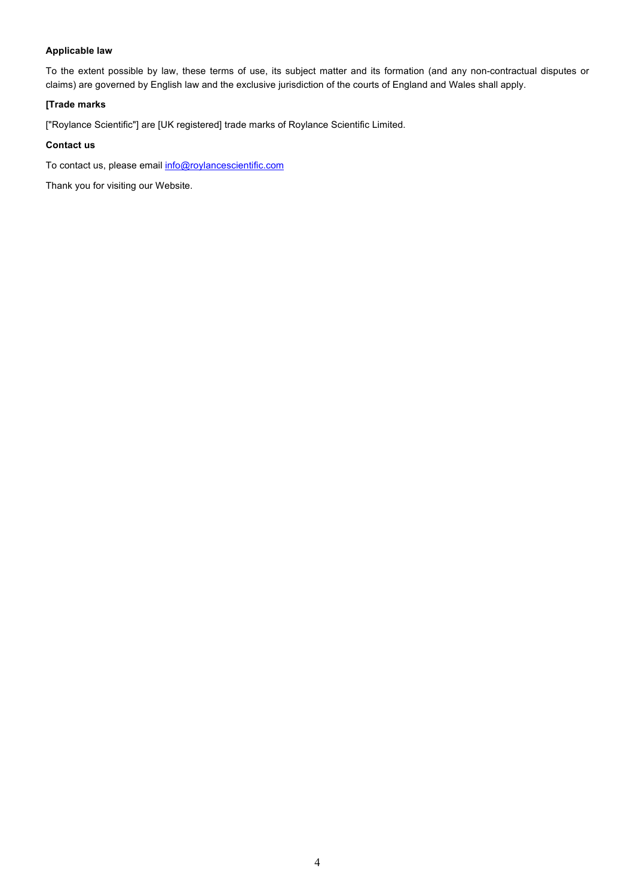**Applicable law**

To the extent possible by law, these terms of use, its subject matter and its formation (and any non-contractual disputes or claims) are governed by English law and the exclusive jurisdiction of the courts of England and Wales shall apply.

**[Trade marks**

["Roylance Scientific"] are [UK registered] trade marks of Roylance Scientific Limited.

**Contact us**

To contact us, please email info@roylancescientific.com

Thank you for visiting our Website.